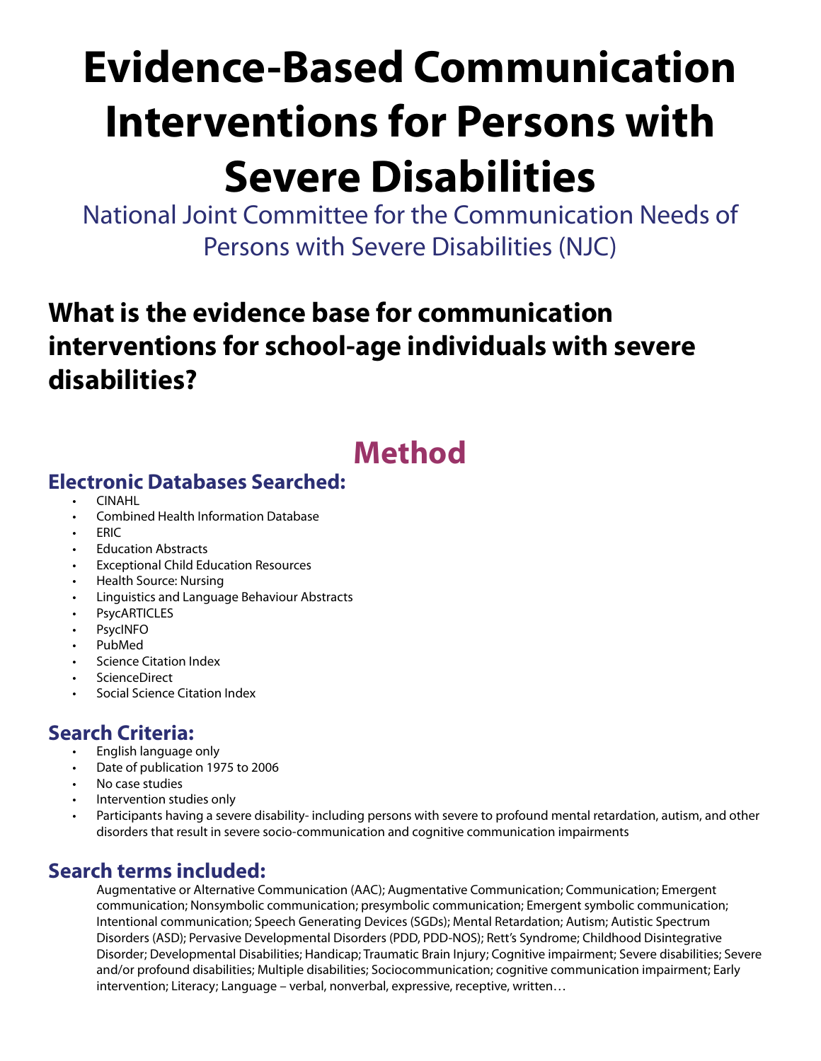# Evidence-Based Communication Interventions for Persons with Severe Disabilities

National Joint Committee for the Communication Needs of Persons with Severe Disabilities (NJC)

## What is the evidence base for communication interventions for school-age individuals with severe disabilities?

# Method

### Electronic Databases Searched:

- CINAHL
- Combined Health Information Database
- ERIC
- Education Abstracts
- Exceptional Child Education Resources
- Health Source: Nursing
- Linguistics and Language Behaviour Abstracts
- PsycARTICLES
- PsycINFO
- PubMed
- Science Citation Index
- ScienceDirect
- Social Science Citation Index

### Search Criteria:

- English language only
- Date of publication 1975 to 2006
- No case studies
- Intervention studies only
- Participants having a severe disability- including persons with severe to profound mental retardation, autism, and other disorders that result in severe socio-communication and cognitive communication impairments

### Search terms included:

Augmentative or Alternative Communication (AAC); Augmentative Communication; Communication; Emergent communication; Nonsymbolic communication; presymbolic communication; Emergent symbolic communication; Intentional communication; Speech Generating Devices (SGDs); Mental Retardation; Autism; Autistic Spectrum Disorders (ASD); Pervasive Developmental Disorders (PDD, PDD-NOS); Rett's Syndrome; Childhood Disintegrative Disorder; Developmental Disabilities; Handicap; Traumatic Brain Injury; Cognitive impairment; Severe disabilities; Severe and/or profound disabilities; Multiple disabilities; Sociocommunication; cognitive communication impairment; Early intervention; Literacy; Language – verbal, nonverbal, expressive, receptive, written…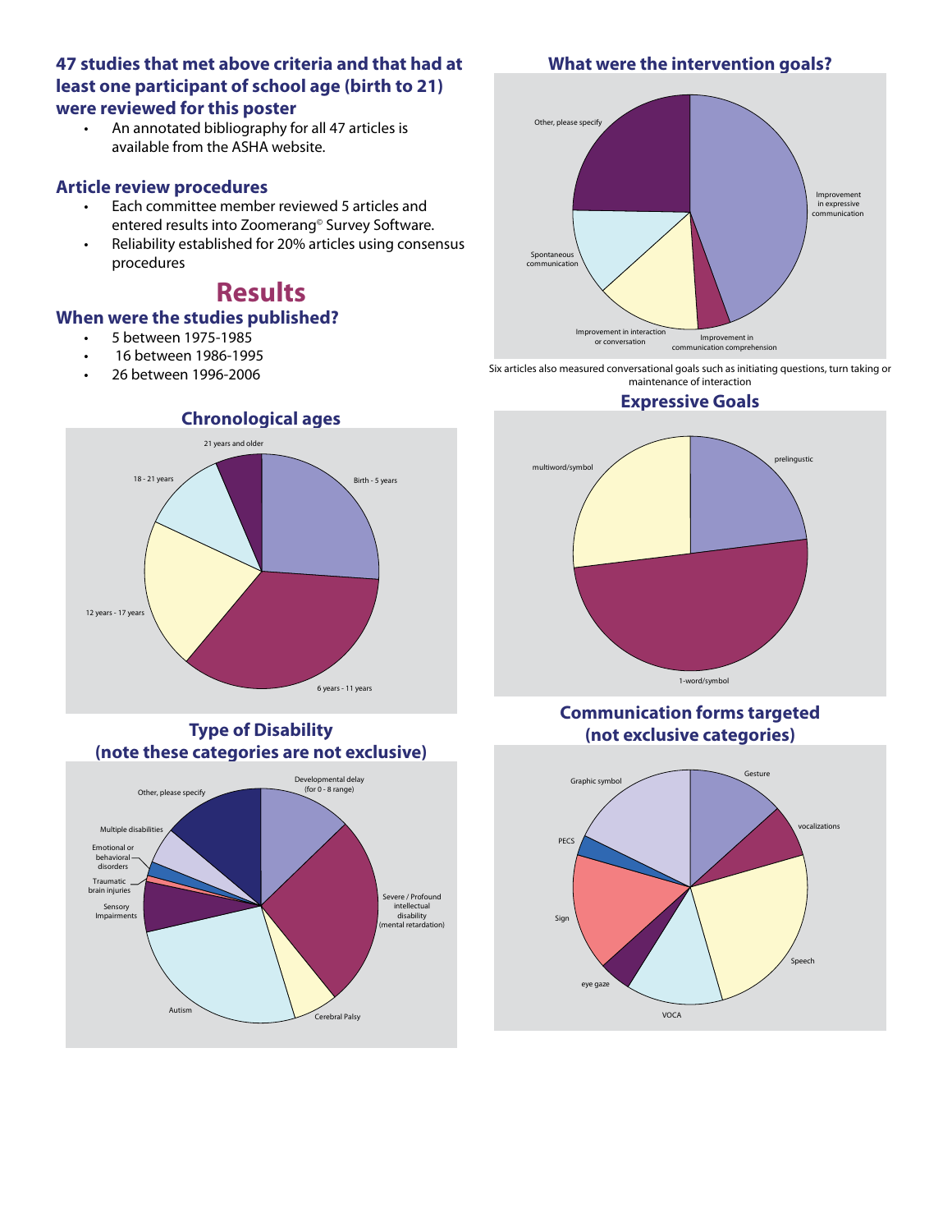### 47 studies that met above criteria and that had at least one participant of school age (birth to 21) were reviewed for this poster

- An annotated bibliography for all 47 articles is available from the ASHA website.

### Article review procedures

- Each committee member reviewed 5 articles and entered results into Zoomerang© Survey Software.
- Reliability established for 20% articles using consensus procedures

## Results

### When were the studies published?

- 5 between 1975-1985
- 16 between 1986-1995
- 26 between 1996-2006

### Chronological ages

Birth - 5 years
6 years - 11 years
12 years - 17 years
18 - 21 years
21 years and older

### Type of Disability (note these categories are not exclusive)

Developmental delay (for 0 - 8 range)
Severe / Profound intellectual disability (mental retardation)
Cerebral Palsy
Autism
Sensory Impairments
Traumatic brain injuries
Emotional or behavioral disorders
Multiple disabilities
Other, please specify

### What were the intervention goals?

Improvement in expressive communication
Improvement in communication comprehension
Improvement in interaction or conversation
Spontaneous communication
Other, please specify

Six articles also measured conversational goals such as initiating questions, turn taking or maintenance of interaction

### Expressive Goals

prelingustic
1-word/symbol
multiword/symbol

### Communication forms targeted (not exclusive categories)

Gesture
vocalizations
Speech
VOCA
eye gaze
Sign
PECS
Graphic symbol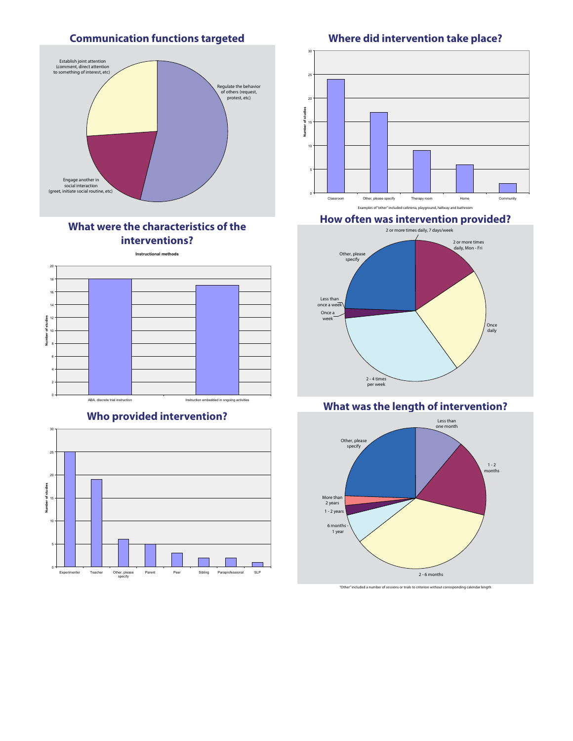## Communication functions targeted

Establish joint attention (comment, direct attention to something of interest, etc)

Regulate the behavior of others (request, protest, etc)

Engage another in social interaction (greet, initiate social routine, etc)

## Where did intervention take place?

Number of studies

Classroom | Other, please specify | Therapy room | Home | Community

Examples of "other" included cafeteria, playground, hallway and bathroom

## What were the characteristics of the interventions?

Instructional methods

Number of studies

ABA, discrete trial instruction | Instruction embedded in ongoing activities

## How often was intervention provided?

2 or more times daily, 7 days/week

2 or more times daily, Mon - Fri

Once daily

2 - 4 times per week

Once a week

Less than once a week

Other, please specify

## Who provided intervention?

Number of studies

Experimenter | Teacher | Other, please specify | Parent | Peer | Sibling | Paraprofessional | SLP

## What was the length of intervention?

Less than one month

1 - 2 months

2 - 6 months

6 months - 1 year

1 - 2 years

More than 2 years

Other, please specify

"Other" included a number of sessions or trials to criterion without corresponding calendar length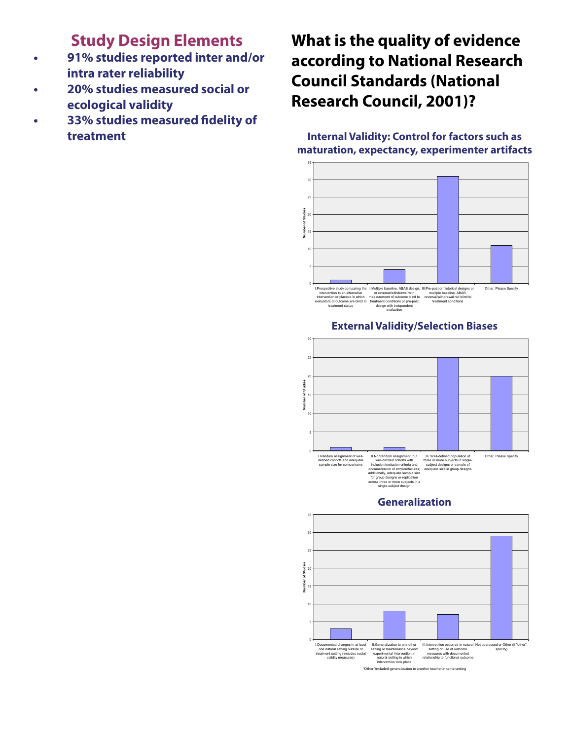## Study Design Elements

- **91% studies reported inter and/or intra rater reliability**
- **20% studies measured social or ecological validity**
- **33% studies measured fidelity of treatment**

# What is the quality of evidence according to National Research Council Standards (National Research Council, 2001)?

### Internal Validity: Control for factors such as maturation, expectancy, experimenter artifacts

| Category | Number of Studies |
| --- | --- |
| I.Prospective study comparing the intervention to an alternative intervention or placebo in which evaluators of outcome are blind to treatment status | 1 |
| II.Multiple baseline, ABAB design, or reversal/withdrawal with measurement of outcome blind to treatment conditions or pre-post design with independent evaluation | 4 |
| III.Pre-post or historical designs or multiple baseline, ABAB, reversal/withdrawal not blind to treatment conditions | 31 |
| Other, Please Specify | 11 |

### External Validity/Selection Biases

| Category | Number of Studies |
| --- | --- |
| I.Random assignment of well-defined cohorts and adequate sample size for comparisons | 1 |
| II.Nonrandom assignment, but well-defined cohorts with inclusion/exclusion criteria and documentation of attrition/failures; additionally, adequate sample size for group designs or replication across three or more subjects in a single-subject design | 1 |
| III. Well-defined population of three or more subjects in single-subject designs or sample of adequate size in group designs | 25 |
| Other, Please Specify | 20 |

### Generalization

| Category | Number of Studies |
| --- | --- |
| I.Documented changes in at least one natural setting outside of treatment setting (includes social validity measures) | 3 |
| II.Generalization to one other setting or maintenance beyond experimental intervention in natural setting in which intervention took place | 8 |
| III.Intervention occurred in natural setting or use of outcome measures with documented relationship to functional outcome | 7 |
| Not addressed or Other (If "other", specify) | 29 |

"Other" included generalization to another teacher in same setting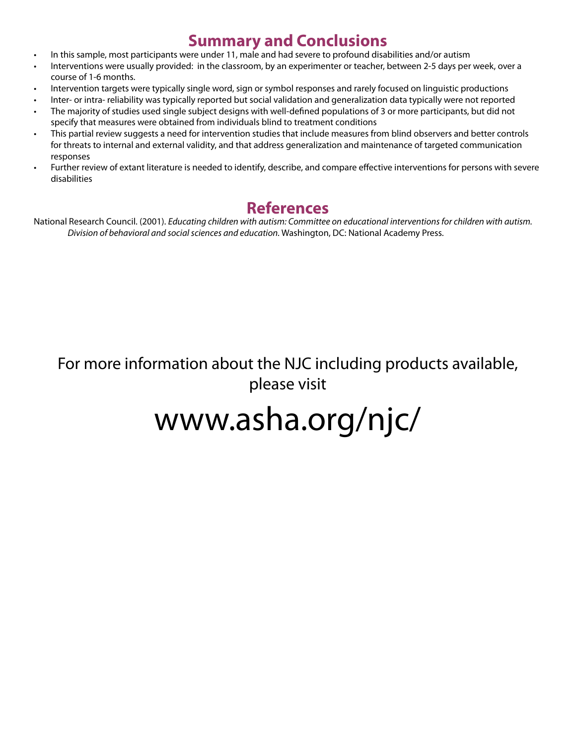## Summary and Conclusions

- In this sample, most participants were under 11, male and had severe to profound disabilities and/or autism
- Interventions were usually provided: in the classroom, by an experimenter or teacher, between 2-5 days per week, over a course of 1-6 months.
- Intervention targets were typically single word, sign or symbol responses and rarely focused on linguistic productions
- Inter- or intra- reliability was typically reported but social validation and generalization data typically were not reported
- The majority of studies used single subject designs with well-defined populations of 3 or more participants, but did not specify that measures were obtained from individuals blind to treatment conditions
- This partial review suggests a need for intervention studies that include measures from blind observers and better controls for threats to internal and external validity, and that address generalization and maintenance of targeted communication responses
- Further review of extant literature is needed to identify, describe, and compare effective interventions for persons with severe disabilities

## References

National Research Council. (2001). *Educating children with autism: Committee on educational interventions for children with autism. Division of behavioral and social sciences and education.* Washington, DC: National Academy Press.

For more information about the NJC including products available, please visit

www.asha.org/njc/